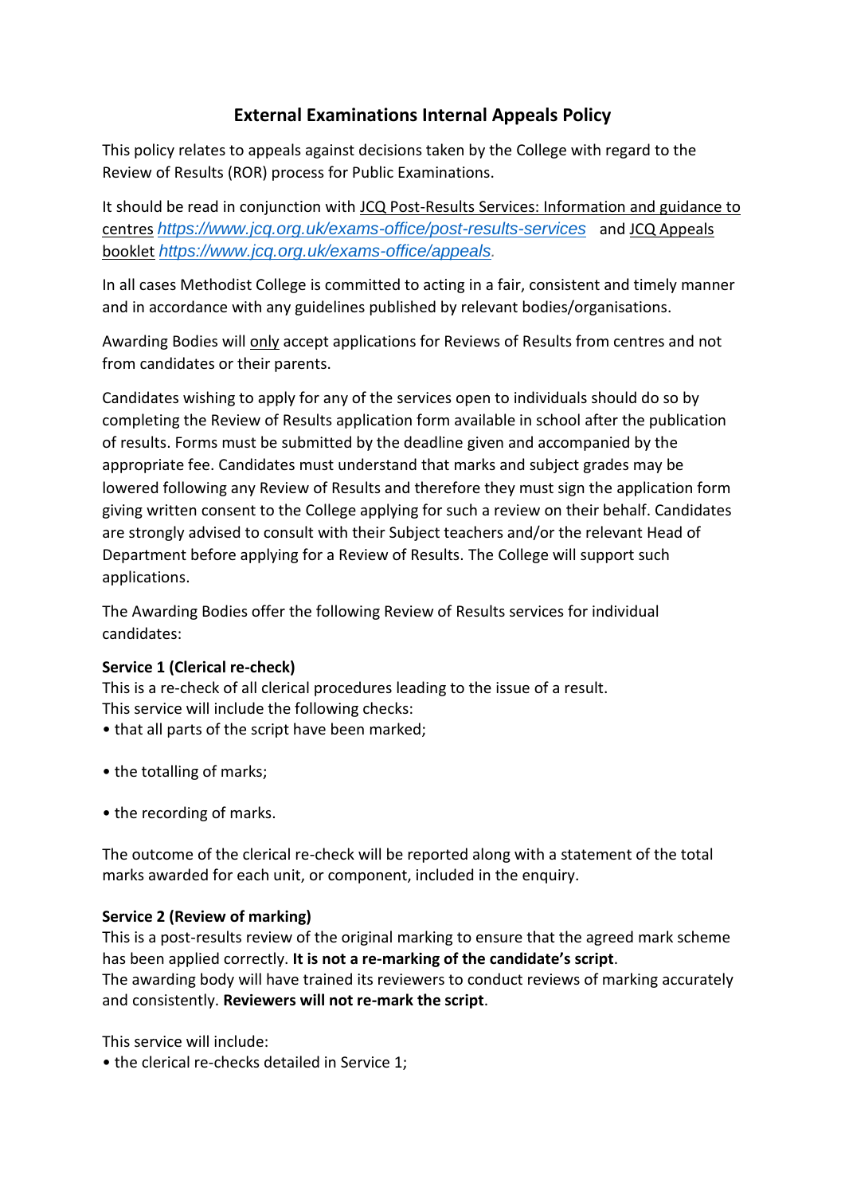# External Examinations Internal Appeals Policy

This policy relates to appeals against decisions taken by the College with regard to the Review of Results (ROR) process for Public Examinations.

It should be read in conjunction with JCQ Post-Results Services: Information and guidance to centres *https://www.jcq.org.uk/exams-office/post-results-services* and JCQ Appeals booklet *https://www.jcq.org.uk/exams-office/appeals.*

In all cases Methodist College is committed to acting in a fair, consistent and timely manner and in accordance with any guidelines published by relevant bodies/organisations.

Awarding Bodies will only accept applications for Reviews of Results from centres and not from candidates or their parents.

Candidates wishing to apply for any of the services open to individuals should do so by completing the Review of Results application form available in school after the publication of results. Forms must be submitted by the deadline given and accompanied by the appropriate fee. Candidates must understand that marks and subject grades may be lowered following any Review of Results and therefore they must sign the application form giving written consent to the College applying for such a review on their behalf. Candidates are strongly advised to consult with their Subject teachers and/or the relevant Head of Department before applying for a Review of Results. The College will support such applications.

The Awarding Bodies offer the following Review of Results services for individual candidates:

**Service 1 (Clerical re-check)**
This is a re-check of all clerical procedures leading to the issue of a result.
This service will include the following checks:

- that all parts of the script have been marked;
- the totalling of marks;
- the recording of marks.

The outcome of the clerical re-check will be reported along with a statement of the total marks awarded for each unit, or component, included in the enquiry.

**Service 2 (Review of marking)**
This is a post-results review of the original marking to ensure that the agreed mark scheme has been applied correctly. **It is not a re-marking of the candidate's script**.
The awarding body will have trained its reviewers to conduct reviews of marking accurately and consistently. **Reviewers will not re-mark the script**.

This service will include:

- the clerical re-checks detailed in Service 1;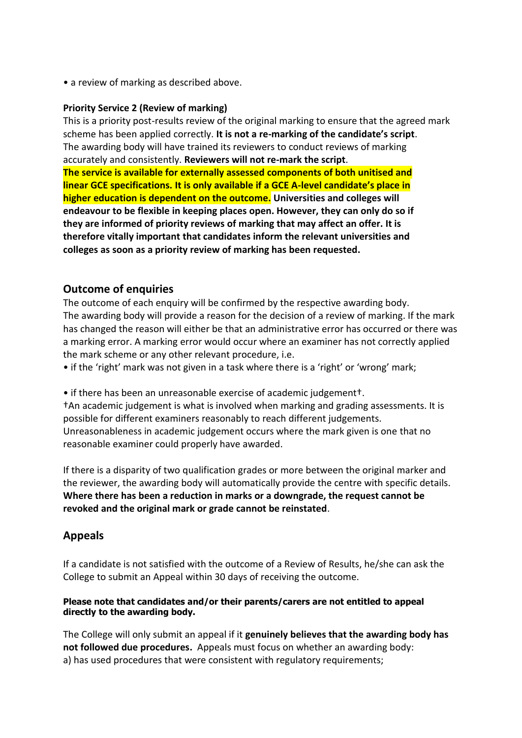- a review of marking as described above.

**Priority Service 2 (Review of marking)**
This is a priority post-results review of the original marking to ensure that the agreed mark scheme has been applied correctly. **It is not a re-marking of the candidate's script**. The awarding body will have trained its reviewers to conduct reviews of marking accurately and consistently. **Reviewers will not re-mark the script**. **The service is available for externally assessed components of both unitised and linear GCE specifications. It is only available if a GCE A-level candidate's place in higher education is dependent on the outcome. Universities and colleges will endeavour to be flexible in keeping places open. However, they can only do so if they are informed of priority reviews of marking that may affect an offer. It is therefore vitally important that candidates inform the relevant universities and colleges as soon as a priority review of marking has been requested.**

## Outcome of enquiries

The outcome of each enquiry will be confirmed by the respective awarding body. The awarding body will provide a reason for the decision of a review of marking. If the mark has changed the reason will either be that an administrative error has occurred or there was a marking error. A marking error would occur where an examiner has not correctly applied the mark scheme or any other relevant procedure, i.e.

- if the 'right' mark was not given in a task where there is a 'right' or 'wrong' mark;
- if there has been an unreasonable exercise of academic judgement†.

†An academic judgement is what is involved when marking and grading assessments. It is possible for different examiners reasonably to reach different judgements. Unreasonableness in academic judgement occurs where the mark given is one that no reasonable examiner could properly have awarded.

If there is a disparity of two qualification grades or more between the original marker and the reviewer, the awarding body will automatically provide the centre with specific details. **Where there has been a reduction in marks or a downgrade, the request cannot be revoked and the original mark or grade cannot be reinstated**.

## Appeals

If a candidate is not satisfied with the outcome of a Review of Results, he/she can ask the College to submit an Appeal within 30 days of receiving the outcome.

**Please note that candidates and/or their parents/carers are not entitled to appeal directly to the awarding body.**

The College will only submit an appeal if it **genuinely believes that the awarding body has not followed due procedures.** Appeals must focus on whether an awarding body:
a) has used procedures that were consistent with regulatory requirements;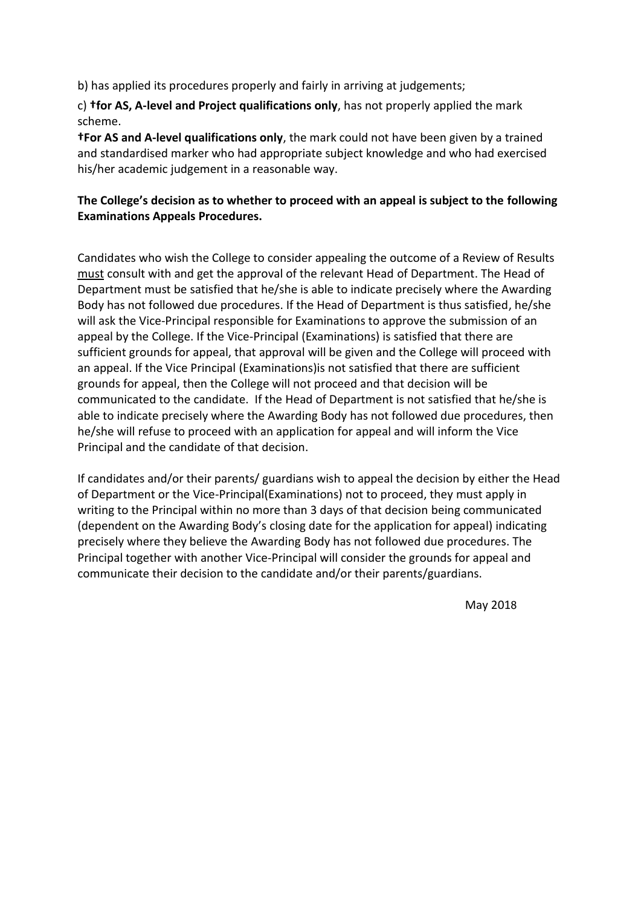b) has applied its procedures properly and fairly in arriving at judgements;

c) **†for AS, A-level and Project qualifications only**, has not properly applied the mark scheme.

**†For AS and A-level qualifications only**, the mark could not have been given by a trained and standardised marker who had appropriate subject knowledge and who had exercised his/her academic judgement in a reasonable way.

**The College's decision as to whether to proceed with an appeal is subject to the following Examinations Appeals Procedures.**

Candidates who wish the College to consider appealing the outcome of a Review of Results must consult with and get the approval of the relevant Head of Department. The Head of Department must be satisfied that he/she is able to indicate precisely where the Awarding Body has not followed due procedures. If the Head of Department is thus satisfied, he/she will ask the Vice-Principal responsible for Examinations to approve the submission of an appeal by the College. If the Vice-Principal (Examinations) is satisfied that there are sufficient grounds for appeal, that approval will be given and the College will proceed with an appeal. If the Vice Principal (Examinations)is not satisfied that there are sufficient grounds for appeal, then the College will not proceed and that decision will be communicated to the candidate. If the Head of Department is not satisfied that he/she is able to indicate precisely where the Awarding Body has not followed due procedures, then he/she will refuse to proceed with an application for appeal and will inform the Vice Principal and the candidate of that decision.

If candidates and/or their parents/ guardians wish to appeal the decision by either the Head of Department or the Vice-Principal(Examinations) not to proceed, they must apply in writing to the Principal within no more than 3 days of that decision being communicated (dependent on the Awarding Body's closing date for the application for appeal) indicating precisely where they believe the Awarding Body has not followed due procedures. The Principal together with another Vice-Principal will consider the grounds for appeal and communicate their decision to the candidate and/or their parents/guardians.

May 2018